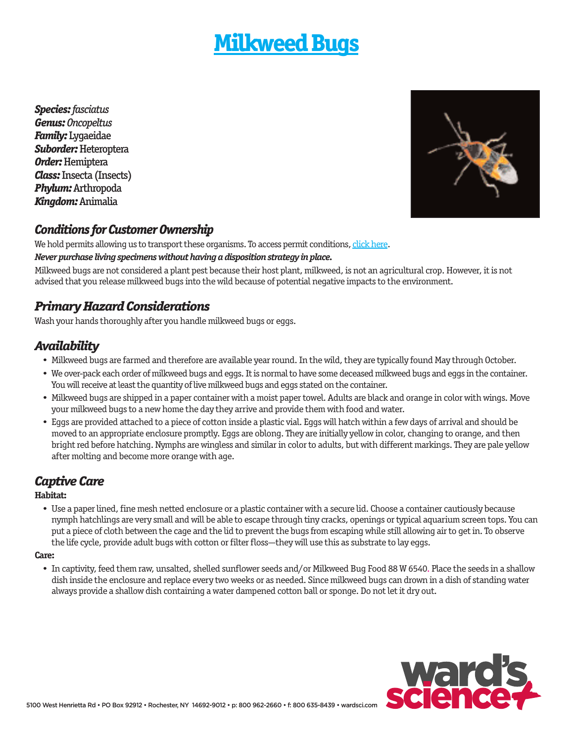# Milkweed Bugs

***Species:*** *fasciatus*
***Genus:*** *Oncopeltus*
***Family:*** Lygaeidae
***Suborder:*** Heteroptera
***Order:*** Hemiptera
***Class:*** Insecta (Insects)
***Phylum:*** Arthropoda
***Kingdom:*** Animalia

## *Conditions for Customer Ownership*

We hold permits allowing us to transport these organisms. To access permit conditions, click here.

***Never purchase living specimens without having a disposition strategy in place.***

Milkweed bugs are not considered a plant pest because their host plant, milkweed, is not an agricultural crop. However, it is not advised that you release milkweed bugs into the wild because of potential negative impacts to the environment.

## *Primary Hazard Considerations*

Wash your hands thoroughly after you handle milkweed bugs or eggs.

## *Availability*

- Milkweed bugs are farmed and therefore are available year round. In the wild, they are typically found May through October.
- We over-pack each order of milkweed bugs and eggs. It is normal to have some deceased milkweed bugs and eggs in the container. You will receive at least the quantity of live milkweed bugs and eggs stated on the container.
- Milkweed bugs are shipped in a paper container with a moist paper towel. Adults are black and orange in color with wings. Move your milkweed bugs to a new home the day they arrive and provide them with food and water.
- Eggs are provided attached to a piece of cotton inside a plastic vial. Eggs will hatch within a few days of arrival and should be moved to an appropriate enclosure promptly. Eggs are oblong. They are initially yellow in color, changing to orange, and then bright red before hatching. Nymphs are wingless and similar in color to adults, but with different markings. They are pale yellow after molting and become more orange with age.

## *Captive Care*

**Habitat:**

- Use a paper lined, fine mesh netted enclosure or a plastic container with a secure lid. Choose a container cautiously because nymph hatchlings are very small and will be able to escape through tiny cracks, openings or typical aquarium screen tops. You can put a piece of cloth between the cage and the lid to prevent the bugs from escaping while still allowing air to get in. To observe the life cycle, provide adult bugs with cotton or filter floss—they will use this as substrate to lay eggs.

**Care:**

- In captivity, feed them raw, unsalted, shelled sunflower seeds and/or Milkweed Bug Food 88 W 6540. Place the seeds in a shallow dish inside the enclosure and replace every two weeks or as needed. Since milkweed bugs can drown in a dish of standing water always provide a shallow dish containing a water dampened cotton ball or sponge. Do not let it dry out.

5100 West Henrietta Rd • PO Box 92912 • Rochester, NY 14692-9012 • p: 800 962-2660 • f: 800 635-8439 • wardsci.com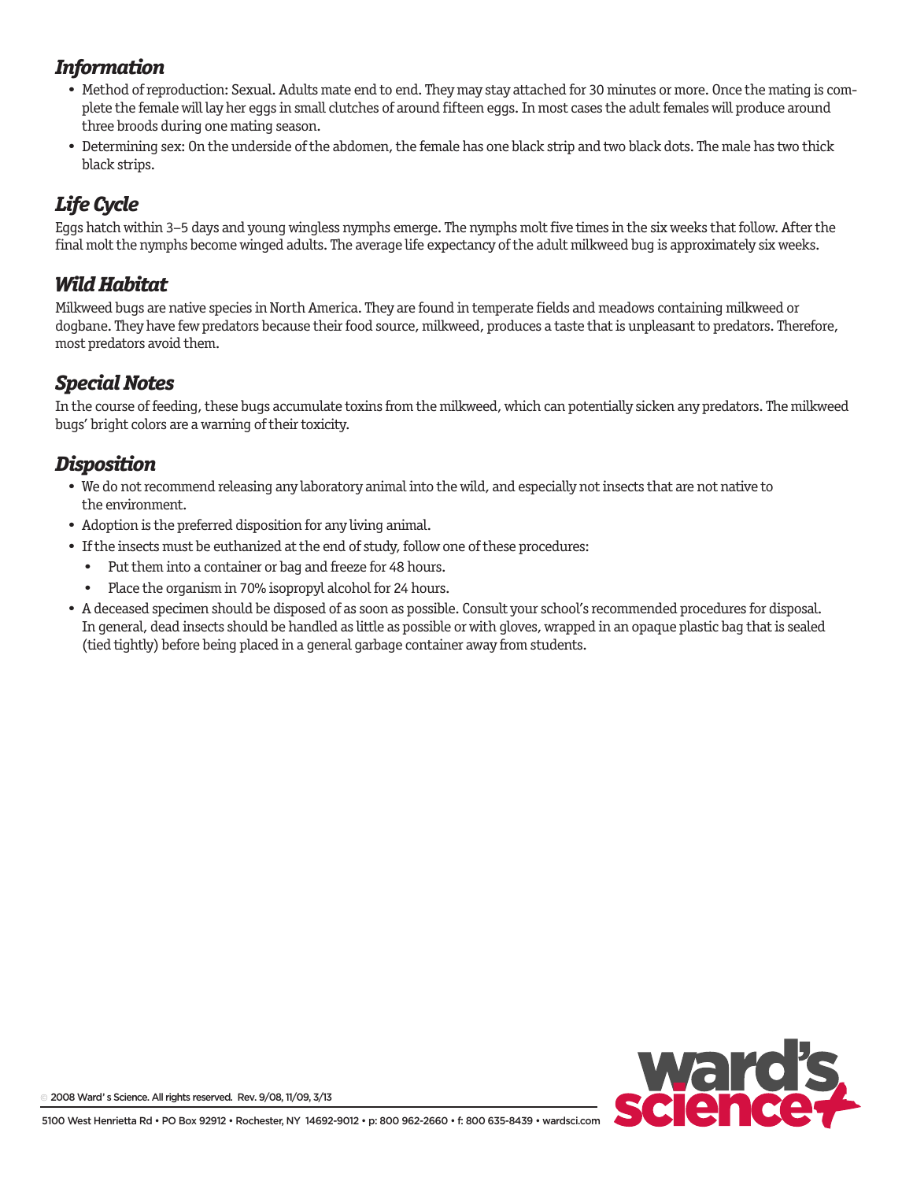## *Information*

- Method of reproduction: Sexual. Adults mate end to end. They may stay attached for 30 minutes or more. Once the mating is complete the female will lay her eggs in small clutches of around fifteen eggs. In most cases the adult females will produce around three broods during one mating season.
- Determining sex: On the underside of the abdomen, the female has one black strip and two black dots. The male has two thick black strips.

## *Life Cycle*

Eggs hatch within 3–5 days and young wingless nymphs emerge. The nymphs molt five times in the six weeks that follow. After the final molt the nymphs become winged adults. The average life expectancy of the adult milkweed bug is approximately six weeks.

## *Wild Habitat*

Milkweed bugs are native species in North America. They are found in temperate fields and meadows containing milkweed or dogbane. They have few predators because their food source, milkweed, produces a taste that is unpleasant to predators. Therefore, most predators avoid them.

## *Special Notes*

In the course of feeding, these bugs accumulate toxins from the milkweed, which can potentially sicken any predators. The milkweed bugs' bright colors are a warning of their toxicity.

## *Disposition*

- We do not recommend releasing any laboratory animal into the wild, and especially not insects that are not native to the environment.
- Adoption is the preferred disposition for any living animal.
- If the insects must be euthanized at the end of study, follow one of these procedures:
  - Put them into a container or bag and freeze for 48 hours.
  - Place the organism in 70% isopropyl alcohol for 24 hours.
- A deceased specimen should be disposed of as soon as possible. Consult your school's recommended procedures for disposal. In general, dead insects should be handled as little as possible or with gloves, wrapped in an opaque plastic bag that is sealed (tied tightly) before being placed in a general garbage container away from students.

© 2008 Ward's Science. All rights reserved. Rev. 9/08, 11/09, 3/13

5100 West Henrietta Rd • PO Box 92912 • Rochester, NY 14692-9012 • p: 800 962-2660 • f: 800 635-8439 • wardsci.com